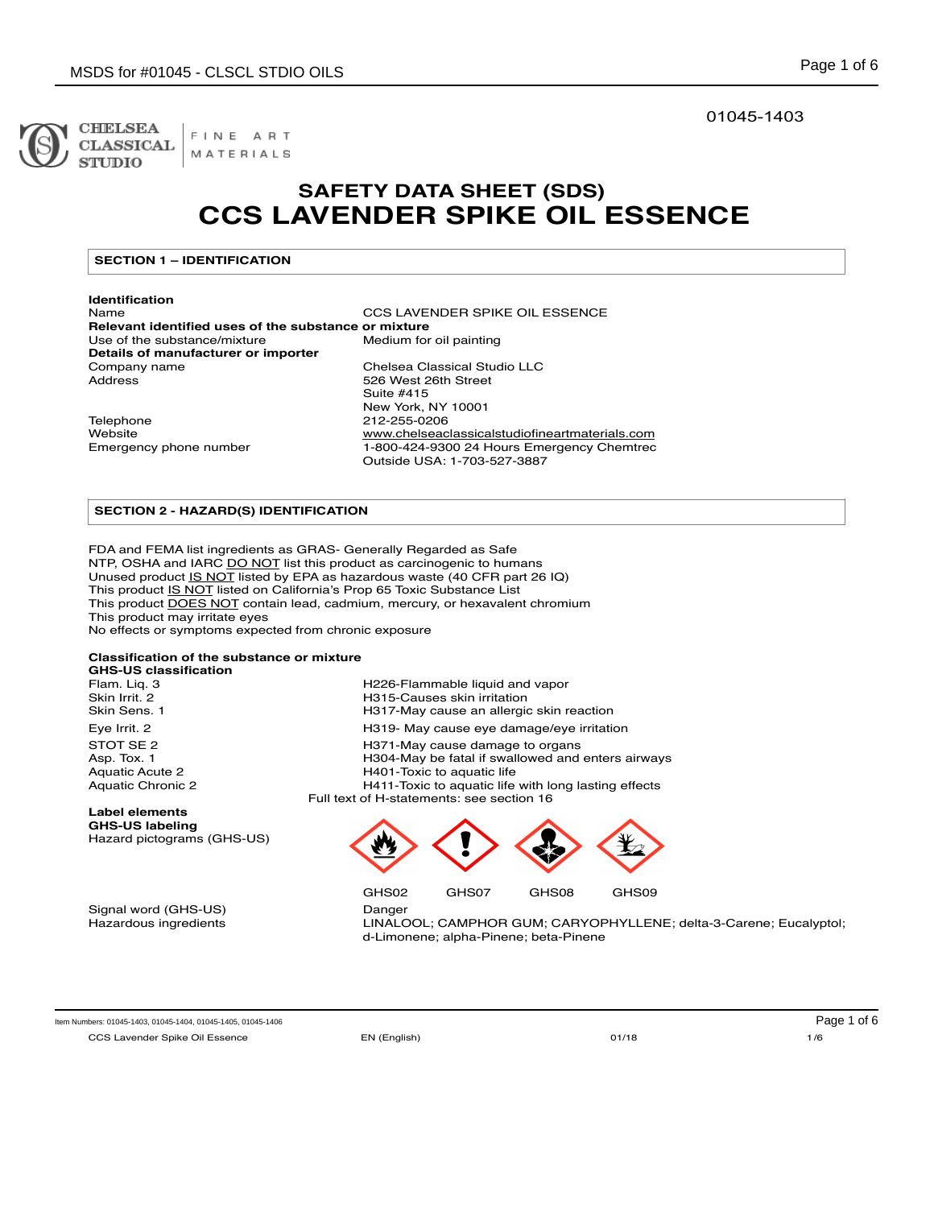01045-1403

CHELSEA CLASSICAL STUDIO | FINE ART MATERIALS

# SAFETY DATA SHEET (SDS)
# CCS LAVENDER SPIKE OIL ESSENCE

## SECTION 1 – IDENTIFICATION

**Identification**

| | |
|---|---|
| Name | CCS LAVENDER SPIKE OIL ESSENCE |
| **Relevant identified uses of the substance or mixture** | |
| Use of the substance/mixture | Medium for oil painting |
| **Details of manufacturer or importer** | |
| Company name | Chelsea Classical Studio LLC |
| Address | 526 West 26th Street<br>Suite #415<br>New York, NY 10001 |
| Telephone | 212-255-0206 |
| Website | www.chelseaclassicalstudiofineartmaterials.com |
| Emergency phone number | 1-800-424-9300 24 Hours Emergency Chemtrec<br>Outside USA: 1-703-527-3887 |

## SECTION 2 - HAZARD(S) IDENTIFICATION

FDA and FEMA list ingredients as GRAS- Generally Regarded as Safe
NTP, OSHA and IARC DO NOT list this product as carcinogenic to humans
Unused product IS NOT listed by EPA as hazardous waste (40 CFR part 26 IQ)
This product IS NOT listed on California's Prop 65 Toxic Substance List
This product DOES NOT contain lead, cadmium, mercury, or hexavalent chromium
This product may irritate eyes
No effects or symptoms expected from chronic exposure

**Classification of the substance or mixture**

**GHS-US classification**

| | |
|---|---|
| Flam. Liq. 3 | H226-Flammable liquid and vapor |
| Skin Irrit. 2 | H315-Causes skin irritation |
| Skin Sens. 1 | H317-May cause an allergic skin reaction |
| Eye Irrit. 2 | H319- May cause eye damage/eye irritation |
| STOT SE 2 | H371-May cause damage to organs |
| Asp. Tox. 1 | H304-May be fatal if swallowed and enters airways |
| Aquatic Acute 2 | H401-Toxic to aquatic life |
| Aquatic Chronic 2 | H411-Toxic to aquatic life with long lasting effects |

Full text of H-statements: see section 16

**Label elements**

**GHS-US labeling**

Hazard pictograms (GHS-US)

GHS02 GHS07 GHS08 GHS09

| | |
|---|---|
| Signal word (GHS-US) | Danger |
| Hazardous ingredients | LINALOOL; CAMPHOR GUM; CARYOPHYLLENE; delta-3-Carene; Eucalyptol; d-Limonene; alpha-Pinene; beta-Pinene |

Item Numbers: 01045-1403, 01045-1404, 01045-1405, 01045-1406

CCS Lavender Spike Oil Essence EN (English) 01/18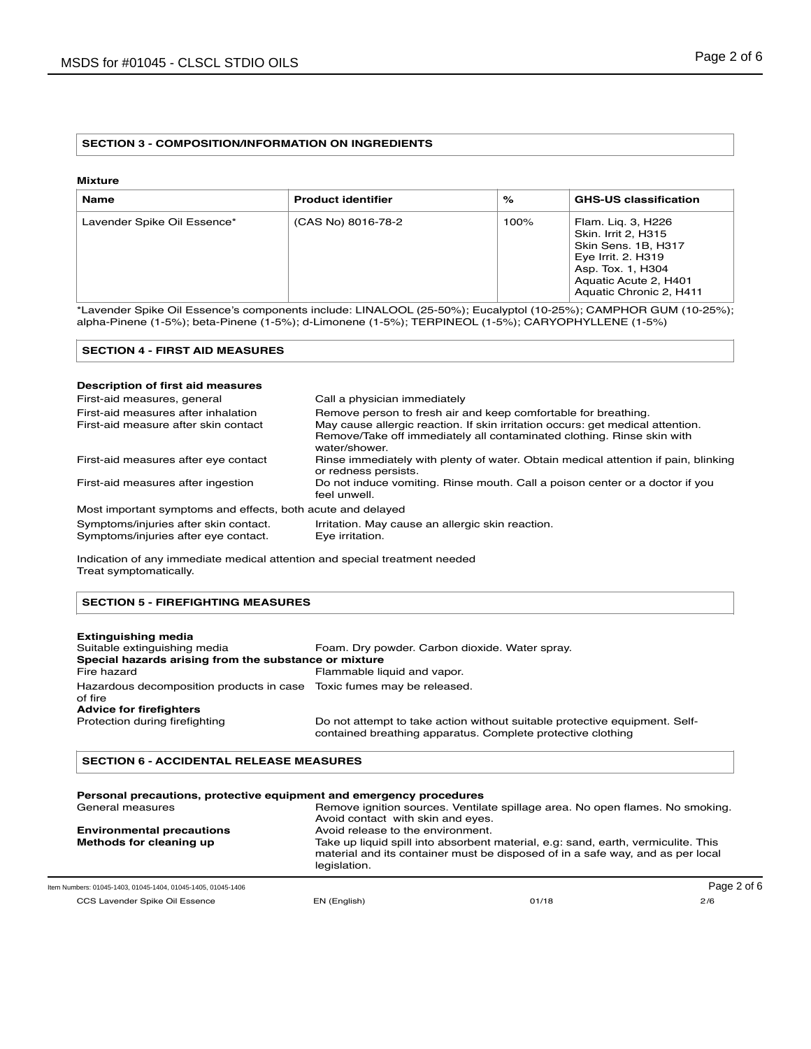## SECTION 3 - COMPOSITION/INFORMATION ON INGREDIENTS

**Mixture**

| Name | Product identifier | % | GHS-US classification |
|---|---|---|---|
| Lavender Spike Oil Essence* | (CAS No) 8016-78-2 | 100% | Flam. Liq. 3, H226<br>Skin. Irrit 2, H315<br>Skin Sens. 1B, H317<br>Eye Irrit. 2. H319<br>Asp. Tox. 1, H304<br>Aquatic Acute 2, H401<br>Aquatic Chronic 2, H411 |

*Lavender Spike Oil Essence's components include: LINALOOL (25-50%); Eucalyptol (10-25%); CAMPHOR GUM (10-25%); alpha-Pinene (1-5%); beta-Pinene (1-5%); d-Limonene (1-5%); TERPINEOL (1-5%); CARYOPHYLLENE (1-5%)

## SECTION 4 - FIRST AID MEASURES

**Description of first aid measures**

First-aid measures, general: Call a physician immediately

First-aid measures after inhalation: Remove person to fresh air and keep comfortable for breathing.

First-aid measure after skin contact: May cause allergic reaction. If skin irritation occurs: get medical attention. Remove/Take off immediately all contaminated clothing. Rinse skin with water/shower.

First-aid measures after eye contact: Rinse immediately with plenty of water. Obtain medical attention if pain, blinking or redness persists.

First-aid measures after ingestion: Do not induce vomiting. Rinse mouth. Call a poison center or a doctor if you feel unwell.

Most important symptoms and effects, both acute and delayed

Symptoms/injuries after skin contact.: Irritation. May cause an allergic skin reaction.

Symptoms/injuries after eye contact.: Eye irritation.

Indication of any immediate medical attention and special treatment needed
Treat symptomatically.

## SECTION 5 - FIREFIGHTING MEASURES

**Extinguishing media**

Suitable extinguishing media: Foam. Dry powder. Carbon dioxide. Water spray.

**Special hazards arising from the substance or mixture**

Fire hazard: Flammable liquid and vapor.

Hazardous decomposition products in case of fire: Toxic fumes may be released.

**Advice for firefighters**

Protection during firefighting: Do not attempt to take action without suitable protective equipment. Self-contained breathing apparatus. Complete protective clothing

## SECTION 6 - ACCIDENTAL RELEASE MEASURES

**Personal precautions, protective equipment and emergency procedures**

General measures: Remove ignition sources. Ventilate spillage area. No open flames. No smoking. Avoid contact with skin and eyes.

**Environmental precautions**: Avoid release to the environment.

**Methods for cleaning up**: Take up liquid spill into absorbent material, e.g: sand, earth, vermiculite. This material and its container must be disposed of in a safe way, and as per local legislation.

Item Numbers: 01045-1403, 01045-1404, 01045-1405, 01045-1406

CCS Lavender Spike Oil Essence EN (English) 01/18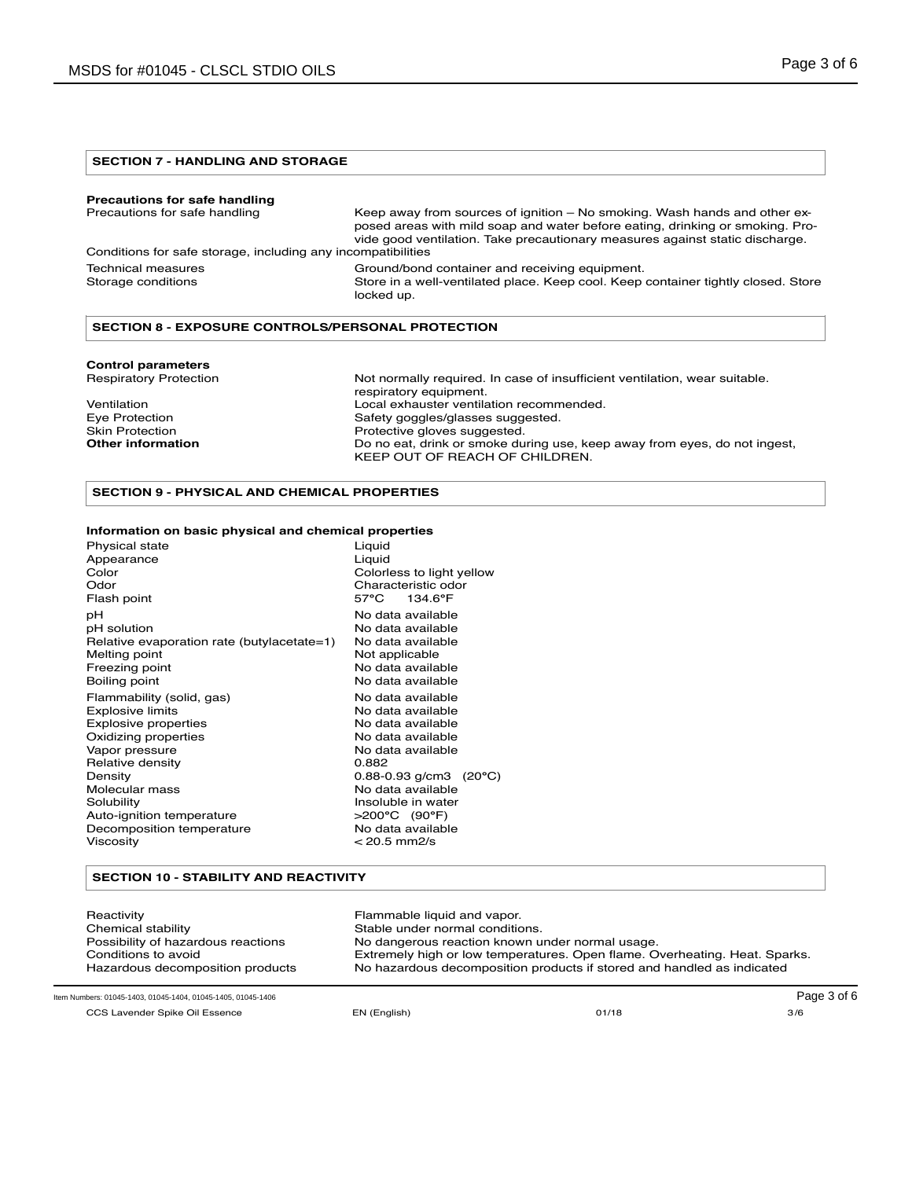## SECTION 7 - HANDLING AND STORAGE

**Precautions for safe handling**

| | |
|---|---|
| Precautions for safe handling | Keep away from sources of ignition – No smoking. Wash hands and other exposed areas with mild soap and water before eating, drinking or smoking. Provide good ventilation. Take precautionary measures against static discharge. |

Conditions for safe storage, including any incompatibilities

| | |
|---|---|
| Technical measures | Ground/bond container and receiving equipment. |
| Storage conditions | Store in a well-ventilated place. Keep cool. Keep container tightly closed. Store locked up. |

## SECTION 8 - EXPOSURE CONTROLS/PERSONAL PROTECTION

**Control parameters**

| | |
|---|---|
| Respiratory Protection | Not normally required. In case of insufficient ventilation, wear suitable. respiratory equipment. |
| Ventilation | Local exhauster ventilation recommended. |
| Eye Protection | Safety goggles/glasses suggested. |
| Skin Protection | Protective gloves suggested. |
| **Other information** | Do no eat, drink or smoke during use, keep away from eyes, do not ingest, KEEP OUT OF REACH OF CHILDREN. |

## SECTION 9 - PHYSICAL AND CHEMICAL PROPERTIES

**Information on basic physical and chemical properties**

| | |
|---|---|
| Physical state | Liquid |
| Appearance | Liquid |
| Color | Colorless to light yellow |
| Odor | Characteristic odor |
| Flash point | 57°C 134.6°F |
| pH | No data available |
| pH solution | No data available |
| Relative evaporation rate (butylacetate=1) | No data available |
| Melting point | Not applicable |
| Freezing point | No data available |
| Boiling point | No data available |
| Flammability (solid, gas) | No data available |
| Explosive limits | No data available |
| Explosive properties | No data available |
| Oxidizing properties | No data available |
| Vapor pressure | No data available |
| Relative density | 0.882 |
| Density | 0.88-0.93 g/cm3 (20°C) |
| Molecular mass | No data available |
| Solubility | Insoluble in water |
| Auto-ignition temperature | >200°C (90°F) |
| Decomposition temperature | No data available |
| Viscosity | < 20.5 mm2/s |

## SECTION 10 - STABILITY AND REACTIVITY

| | |
|---|---|
| Reactivity | Flammable liquid and vapor. |
| Chemical stability | Stable under normal conditions. |
| Possibility of hazardous reactions | No dangerous reaction known under normal usage. |
| Conditions to avoid | Extremely high or low temperatures. Open flame. Overheating. Heat. Sparks. |
| Hazardous decomposition products | No hazardous decomposition products if stored and handled as indicated |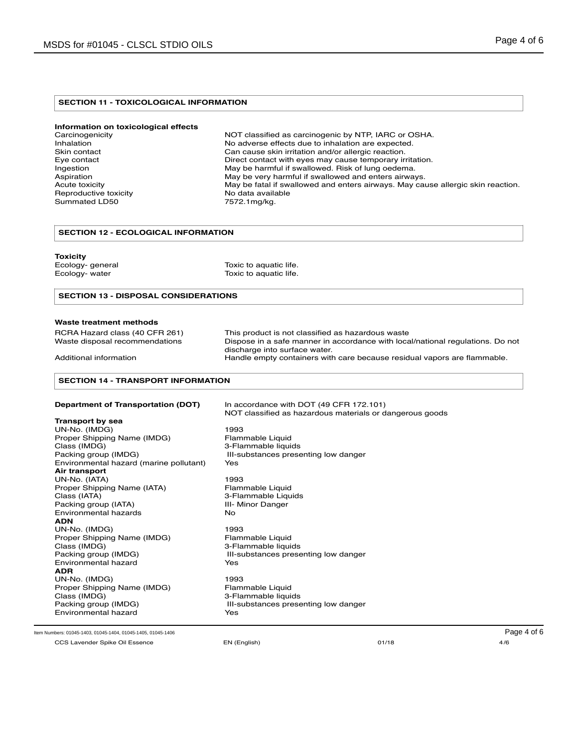## SECTION 11 - TOXICOLOGICAL INFORMATION

**Information on toxicological effects**

| | |
|---|---|
| Carcinogenicity | NOT classified as carcinogenic by NTP, IARC or OSHA. |
| Inhalation | No adverse effects due to inhalation are expected. |
| Skin contact | Can cause skin irritation and/or allergic reaction. |
| Eye contact | Direct contact with eyes may cause temporary irritation. |
| Ingestion | May be harmful if swallowed. Risk of lung oedema. |
| Aspiration | May be very harmful if swallowed and enters airways. |
| Acute toxicity | May be fatal if swallowed and enters airways. May cause allergic skin reaction. |
| Reproductive toxicity | No data available |
| Summated LD50 | 7572.1mg/kg. |

## SECTION 12 - ECOLOGICAL INFORMATION

**Toxicity**

| | |
|---|---|
| Ecology- general | Toxic to aquatic life. |
| Ecology- water | Toxic to aquatic life. |

## SECTION 13 - DISPOSAL CONSIDERATIONS

**Waste treatment methods**

| | |
|---|---|
| RCRA Hazard class (40 CFR 261) | This product is not classified as hazardous waste |
| Waste disposal recommendations | Dispose in a safe manner in accordance with local/national regulations. Do not discharge into surface water. |
| Additional information | Handle empty containers with care because residual vapors are flammable. |

## SECTION 14 - TRANSPORT INFORMATION

| | |
|---|---|
| **Department of Transportation (DOT)** | In accordance with DOT (49 CFR 172.101) NOT classified as hazardous materials or dangerous goods |
| **Transport by sea** | |
| UN-No. (IMDG) | 1993 |
| Proper Shipping Name (IMDG) | Flammable Liquid |
| Class (IMDG) | 3-Flammable liquids |
| Packing group (IMDG) | III-substances presenting low danger |
| Environmental hazard (marine pollutant) | Yes |
| **Air transport** | |
| UN-No. (IATA) | 1993 |
| Proper Shipping Name (IATA) | Flammable Liquid |
| Class (IATA) | 3-Flammable Liquids |
| Packing group (IATA) | III- Minor Danger |
| Environmental hazards | No |
| **ADN** | |
| UN-No. (IMDG) | 1993 |
| Proper Shipping Name (IMDG) | Flammable Liquid |
| Class (IMDG) | 3-Flammable liquids |
| Packing group (IMDG) | III-substances presenting low danger |
| Environmental hazard | Yes |
| **ADR** | |
| UN-No. (IMDG) | 1993 |
| Proper Shipping Name (IMDG) | Flammable Liquid |
| Class (IMDG) | 3-Flammable liquids |
| Packing group (IMDG) | III-substances presenting low danger |
| Environmental hazard | Yes |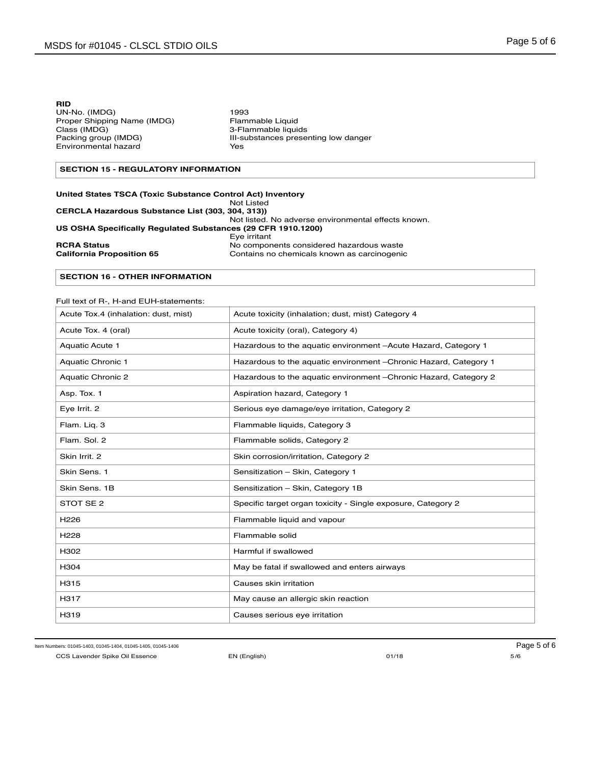**RID**

UN-No. (IMDG) 1993
Proper Shipping Name (IMDG) Flammable Liquid
Class (IMDG) 3-Flammable liquids
Packing group (IMDG) III-substances presenting low danger
Environmental hazard Yes

## SECTION 15 - REGULATORY INFORMATION

**United States TSCA (Toxic Substance Control Act) Inventory**
Not Listed

**CERCLA Hazardous Substance List (303, 304, 313))**
Not listed. No adverse environmental effects known.

**US OSHA Specifically Regulated Substances (29 CFR 1910.1200)**
Eye irritant

**RCRA Status** No components considered hazardous waste

**California Proposition 65** Contains no chemicals known as carcinogenic

## SECTION 16 - OTHER INFORMATION

Full text of R-, H-and EUH-statements:

| | |
|---|---|
| Acute Tox.4 (inhalation: dust, mist) | Acute toxicity (inhalation; dust, mist) Category 4 |
| Acute Tox. 4 (oral) | Acute toxicity (oral), Category 4) |
| Aquatic Acute 1 | Hazardous to the aquatic environment –Acute Hazard, Category 1 |
| Aquatic Chronic 1 | Hazardous to the aquatic environment –Chronic Hazard, Category 1 |
| Aquatic Chronic 2 | Hazardous to the aquatic environment –Chronic Hazard, Category 2 |
| Asp. Tox. 1 | Aspiration hazard, Category 1 |
| Eye Irrit. 2 | Serious eye damage/eye irritation, Category 2 |
| Flam. Liq. 3 | Flammable liquids, Category 3 |
| Flam. Sol. 2 | Flammable solids, Category 2 |
| Skin Irrit. 2 | Skin corrosion/irritation, Category 2 |
| Skin Sens. 1 | Sensitization – Skin, Category 1 |
| Skin Sens. 1B | Sensitization – Skin, Category 1B |
| STOT SE 2 | Specific target organ toxicity - Single exposure, Category 2 |
| H226 | Flammable liquid and vapour |
| H228 | Flammable solid |
| H302 | Harmful if swallowed |
| H304 | May be fatal if swallowed and enters airways |
| H315 | Causes skin irritation |
| H317 | May cause an allergic skin reaction |
| H319 | Causes serious eye irritation |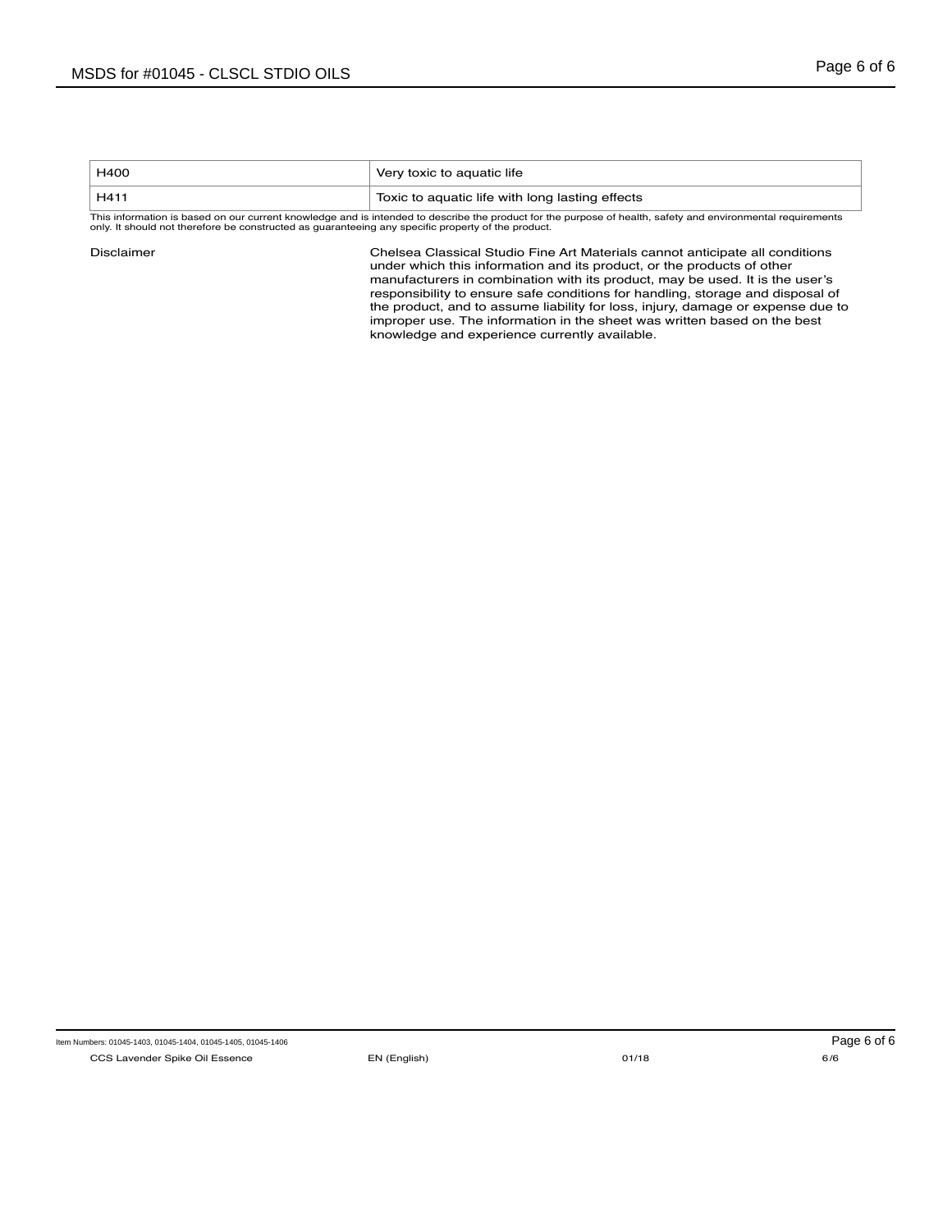| | |
|---|---|
| H400 | Very toxic to aquatic life |
| H411 | Toxic to aquatic life with long lasting effects |

This information is based on our current knowledge and is intended to describe the product for the purpose of health, safety and environmental requirements only. It should not therefore be constructed as guaranteeing any specific property of the product.

| | |
|---|---|
| Disclaimer | Chelsea Classical Studio Fine Art Materials cannot anticipate all conditions under which this information and its product, or the products of other manufacturers in combination with its product, may be used. It is the user's responsibility to ensure safe conditions for handling, storage and disposal of the product, and to assume liability for loss, injury, damage or expense due to improper use. The information in the sheet was written based on the best knowledge and experience currently available. |